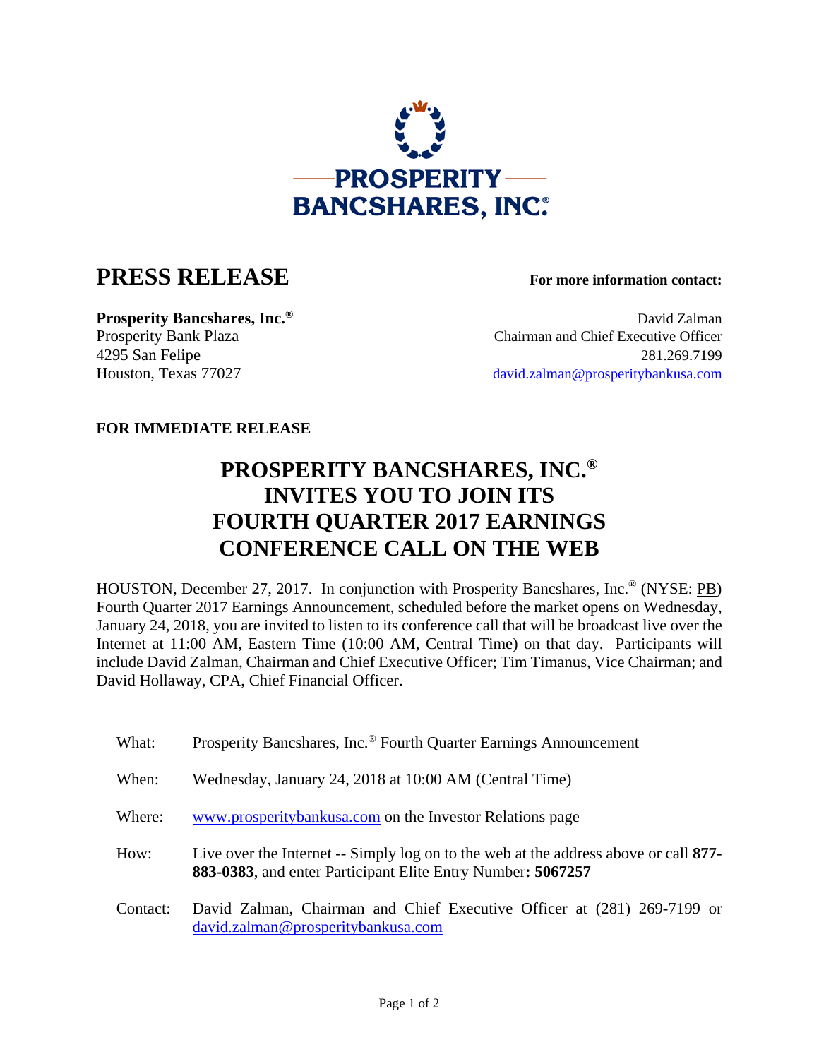# PROSPERITY BANCSHARES, INC.®

## PRESS RELEASE

**For more information contact:**

**Prosperity Bancshares, Inc.®**
Prosperity Bank Plaza
4295 San Felipe
Houston, Texas 77027

David Zalman
Chairman and Chief Executive Officer
281.269.7199
david.zalman@prosperitybankusa.com

**FOR IMMEDIATE RELEASE**

# PROSPERITY BANCSHARES, INC.® INVITES YOU TO JOIN ITS FOURTH QUARTER 2017 EARNINGS CONFERENCE CALL ON THE WEB

HOUSTON, December 27, 2017. In conjunction with Prosperity Bancshares, Inc.® (NYSE: PB) Fourth Quarter 2017 Earnings Announcement, scheduled before the market opens on Wednesday, January 24, 2018, you are invited to listen to its conference call that will be broadcast live over the Internet at 11:00 AM, Eastern Time (10:00 AM, Central Time) on that day. Participants will include David Zalman, Chairman and Chief Executive Officer; Tim Timanus, Vice Chairman; and David Hollaway, CPA, Chief Financial Officer.

| | |
|---|---|
| What: | Prosperity Bancshares, Inc.® Fourth Quarter Earnings Announcement |
| When: | Wednesday, January 24, 2018 at 10:00 AM (Central Time) |
| Where: | www.prosperitybankusa.com on the Investor Relations page |
| How: | Live over the Internet -- Simply log on to the web at the address above or call **877-883-0383**, and enter Participant Elite Entry Number**: 5067257** |
| Contact: | David Zalman, Chairman and Chief Executive Officer at (281) 269-7199 or david.zalman@prosperitybankusa.com |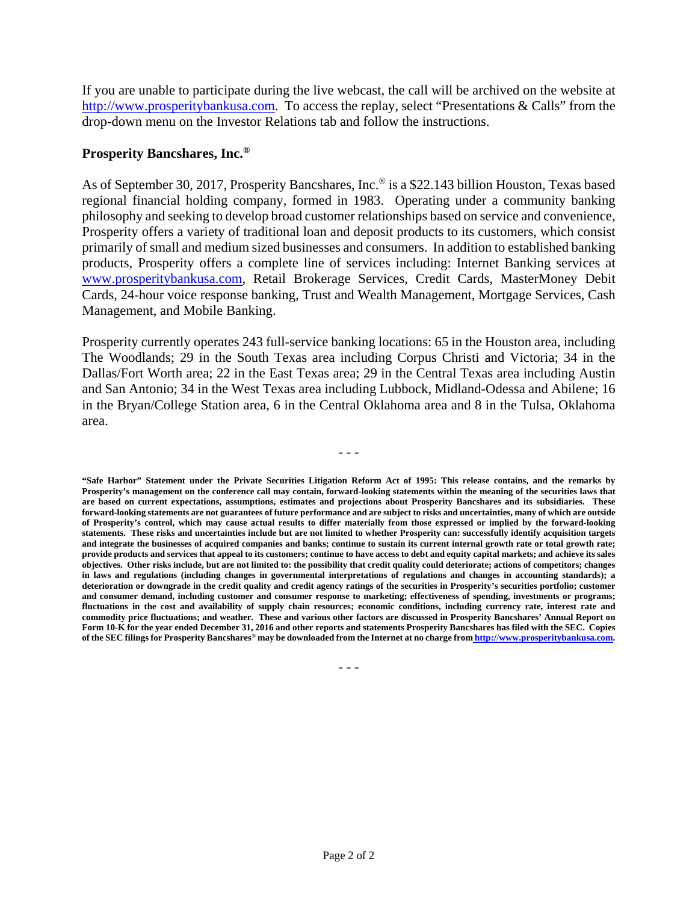If you are unable to participate during the live webcast, the call will be archived on the website at http://www.prosperitybankusa.com. To access the replay, select "Presentations & Calls" from the drop-down menu on the Investor Relations tab and follow the instructions.

## Prosperity Bancshares, Inc.®

As of September 30, 2017, Prosperity Bancshares, Inc.® is a $22.143 billion Houston, Texas based regional financial holding company, formed in 1983. Operating under a community banking philosophy and seeking to develop broad customer relationships based on service and convenience, Prosperity offers a variety of traditional loan and deposit products to its customers, which consist primarily of small and medium sized businesses and consumers. In addition to established banking products, Prosperity offers a complete line of services including: Internet Banking services at www.prosperitybankusa.com, Retail Brokerage Services, Credit Cards, MasterMoney Debit Cards, 24-hour voice response banking, Trust and Wealth Management, Mortgage Services, Cash Management, and Mobile Banking.

Prosperity currently operates 243 full-service banking locations: 65 in the Houston area, including The Woodlands; 29 in the South Texas area including Corpus Christi and Victoria; 34 in the Dallas/Fort Worth area; 22 in the East Texas area; 29 in the Central Texas area including Austin and San Antonio; 34 in the West Texas area including Lubbock, Midland-Odessa and Abilene; 16 in the Bryan/College Station area, 6 in the Central Oklahoma area and 8 in the Tulsa, Oklahoma area.

- - -

**"Safe Harbor" Statement under the Private Securities Litigation Reform Act of 1995: This release contains, and the remarks by Prosperity's management on the conference call may contain, forward-looking statements within the meaning of the securities laws that are based on current expectations, assumptions, estimates and projections about Prosperity Bancshares and its subsidiaries. These forward-looking statements are not guarantees of future performance and are subject to risks and uncertainties, many of which are outside of Prosperity's control, which may cause actual results to differ materially from those expressed or implied by the forward-looking statements. These risks and uncertainties include but are not limited to whether Prosperity can: successfully identify acquisition targets and integrate the businesses of acquired companies and banks; continue to sustain its current internal growth rate or total growth rate; provide products and services that appeal to its customers; continue to have access to debt and equity capital markets; and achieve its sales objectives. Other risks include, but are not limited to: the possibility that credit quality could deteriorate; actions of competitors; changes in laws and regulations (including changes in governmental interpretations of regulations and changes in accounting standards); a deterioration or downgrade in the credit quality and credit agency ratings of the securities in Prosperity's securities portfolio; customer and consumer demand, including customer and consumer response to marketing; effectiveness of spending, investments or programs; fluctuations in the cost and availability of supply chain resources; economic conditions, including currency rate, interest rate and commodity price fluctuations; and weather. These and various other factors are discussed in Prosperity Bancshares' Annual Report on Form 10-K for the year ended December 31, 2016 and other reports and statements Prosperity Bancshares has filed with the SEC. Copies of the SEC filings for Prosperity Bancshares® may be downloaded from the Internet at no charge from http://www.prosperitybankusa.com.**

- - -